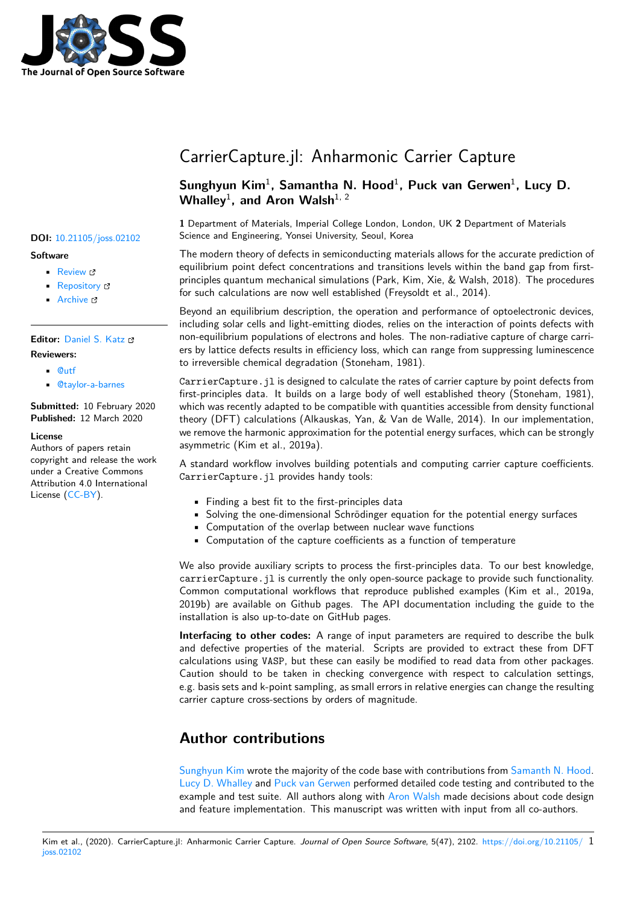# CarrierCapture.jl: Anharmonic Carrier Capture

**Sunghyun Kim**[1], **Samantha N. Hood**[1], **Puck van Gerwen**[1], **Lucy D. Whalley**[1], **and Aron Walsh**[1, 2]

**1** Department of Materials, Imperial College London, London, UK **2** Department of Materials Science and Engineering, Yonsei University, Seoul, Korea

**DOI:** 10.21105/joss.02102

**Software**

- Review
- Repository
- Archive

**Editor:** Daniel S. Katz

**Reviewers:**

- @utf
- @taylor-a-barnes

**Submitted:** 10 February 2020
**Published:** 12 March 2020

**License**
Authors of papers retain copyright and release the work under a Creative Commons Attribution 4.0 International License (CC-BY).

The modern theory of defects in semiconducting materials allows for the accurate prediction of equilibrium point defect concentrations and transitions levels within the band gap from first-principles quantum mechanical simulations (Park, Kim, Xie, & Walsh, 2018). The procedures for such calculations are now well established (Freysoldt et al., 2014).

Beyond an equilibrium description, the operation and performance of optoelectronic devices, including solar cells and light-emitting diodes, relies on the interaction of points defects with non-equilibrium populations of electrons and holes. The non-radiative capture of charge carriers by lattice defects results in efficiency loss, which can range from suppressing luminescence to irreversible chemical degradation (Stoneham, 1981).

`CarrierCapture.jl` is designed to calculate the rates of carrier capture by point defects from first-principles data. It builds on a large body of well established theory (Stoneham, 1981), which was recently adapted to be compatible with quantities accessible from density functional theory (DFT) calculations (Alkauskas, Yan, & Van de Walle, 2014). In our implementation, we remove the harmonic approximation for the potential energy surfaces, which can be strongly asymmetric (Kim et al., 2019a).

A standard workflow involves building potentials and computing carrier capture coefficients. `CarrierCapture.jl` provides handy tools:

- Finding a best fit to the first-principles data
- Solving the one-dimensional Schrödinger equation for the potential energy surfaces
- Computation of the overlap between nuclear wave functions
- Computation of the capture coefficients as a function of temperature

We also provide auxiliary scripts to process the first-principles data. To our best knowledge, `carrierCapture.jl` is currently the only open-source package to provide such functionality. Common computational workflows that reproduce published examples (Kim et al., 2019a, 2019b) are available on Github pages. The API documentation including the guide to the installation is also up-to-date on GitHub pages.

**Interfacing to other codes:** A range of input parameters are required to describe the bulk and defective properties of the material. Scripts are provided to extract these from DFT calculations using `VASP`, but these can easily be modified to read data from other packages. Caution should to be taken in checking convergence with respect to calculation settings, e.g. basis sets and k-point sampling, as small errors in relative energies can change the resulting carrier capture cross-sections by orders of magnitude.

## Author contributions

Sunghyun Kim wrote the majority of the code base with contributions from Samanth N. Hood. Lucy D. Whalley and Puck van Gerwen performed detailed code testing and contributed to the example and test suite. All authors along with Aron Walsh made decisions about code design and feature implementation. This manuscript was written with input from all co-authors.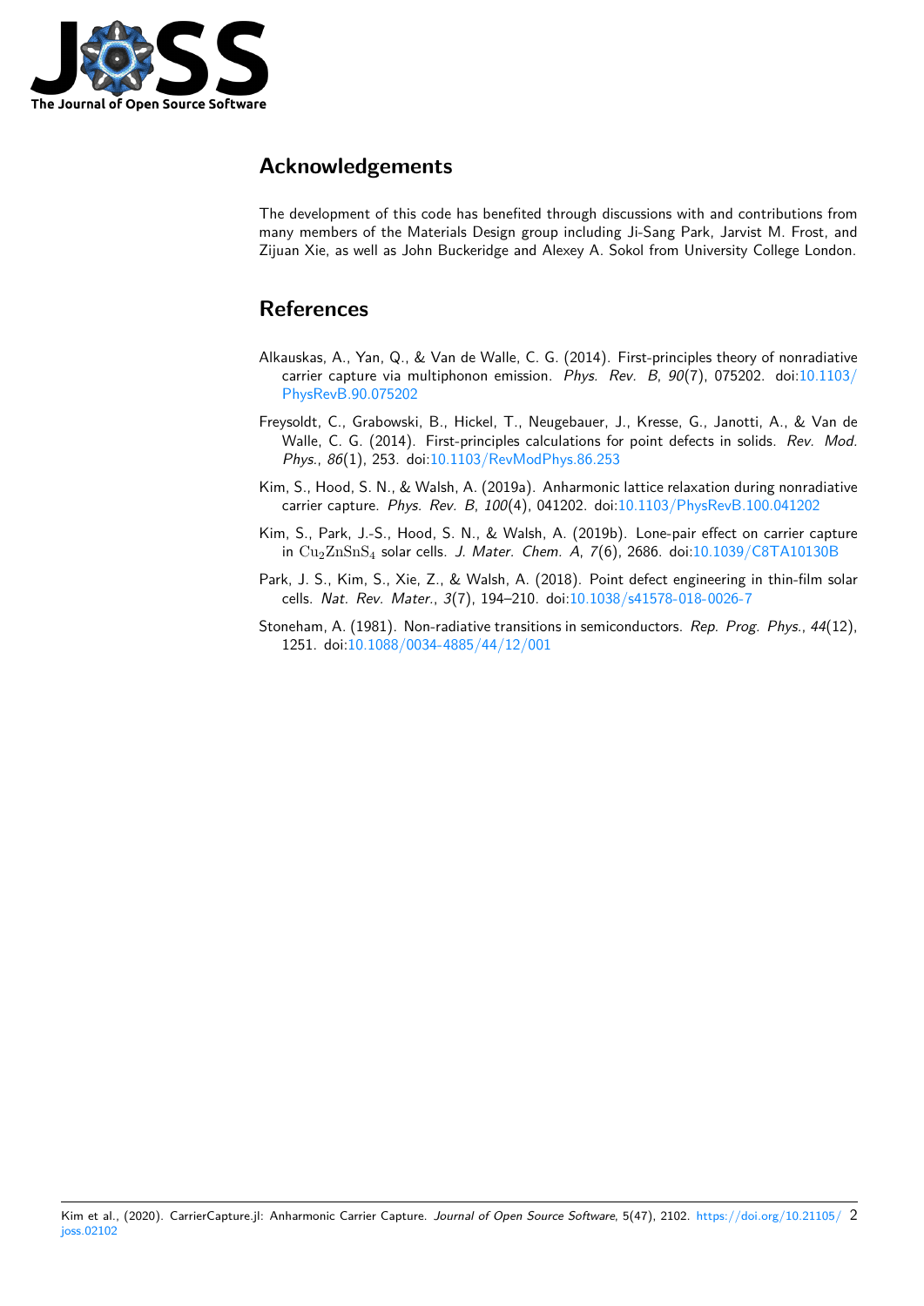## Acknowledgements

The development of this code has benefited through discussions with and contributions from many members of the Materials Design group including Ji-Sang Park, Jarvist M. Frost, and Zijuan Xie, as well as John Buckeridge and Alexey A. Sokol from University College London.

## References

Alkauskas, A., Yan, Q., & Van de Walle, C. G. (2014). First-principles theory of nonradiative carrier capture via multiphonon emission. *Phys. Rev. B*, *90*(7), 075202. doi:10.1103/PhysRevB.90.075202

Freysoldt, C., Grabowski, B., Hickel, T., Neugebauer, J., Kresse, G., Janotti, A., & Van de Walle, C. G. (2014). First-principles calculations for point defects in solids. *Rev. Mod. Phys.*, *86*(1), 253. doi:10.1103/RevModPhys.86.253

Kim, S., Hood, S. N., & Walsh, A. (2019a). Anharmonic lattice relaxation during nonradiative carrier capture. *Phys. Rev. B*, *100*(4), 041202. doi:10.1103/PhysRevB.100.041202

Kim, S., Park, J.-S., Hood, S. N., & Walsh, A. (2019b). Lone-pair effect on carrier capture in $Cu_2ZnSnS_4$ solar cells. *J. Mater. Chem. A*, *7*(6), 2686. doi:10.1039/C8TA10130B

Park, J. S., Kim, S., Xie, Z., & Walsh, A. (2018). Point defect engineering in thin-film solar cells. *Nat. Rev. Mater.*, *3*(7), 194–210. doi:10.1038/s41578-018-0026-7

Stoneham, A. (1981). Non-radiative transitions in semiconductors. *Rep. Prog. Phys.*, *44*(12), 1251. doi:10.1088/0034-4885/44/12/001